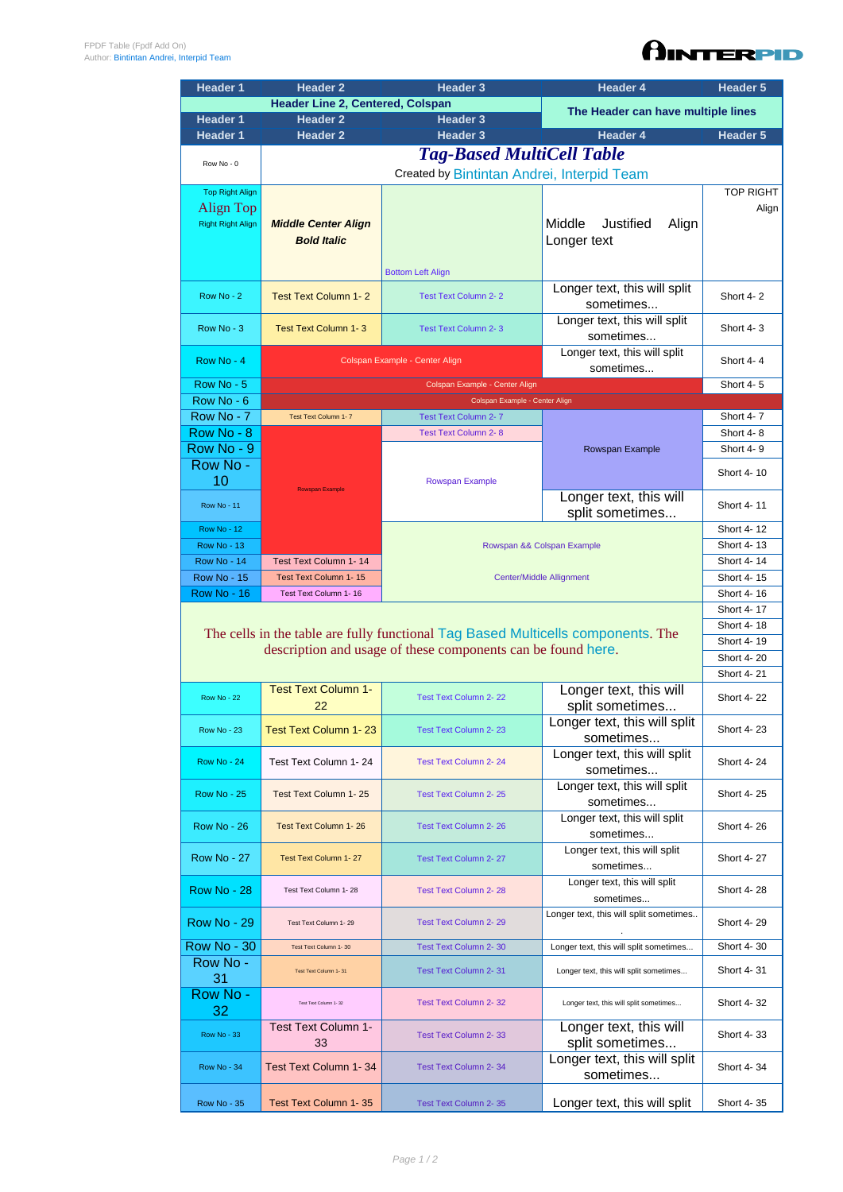FPDF Table (Fpdf Add On)
Author: Bintintan Andrei, Interpid Team

| Header 1 | Header 2 | Header 3 | Header 4 | Header 5 |
|---|---|---|---|---|
| Header Line 2, Centered, Colspan | | | The Header can have multiple lines | |
| Header 1 | Header 2 | Header 3 | | |
| Header 1 | Header 2 | Header 3 | Header 4 | Header 5 |
| Row No - 0 | ***Tag-Based MultiCell Table*** Created by Bintintan Andrei, Interpid Team | | | |
| Top Right Align Align Top Right Right Align | ***Middle Center Align Bold Italic*** | Bottom Left Align | Middle Justified Align Longer text | TOP RIGHT Align |
| Row No - 2 | Test Text Column 1- 2 | Test Text Column 2- 2 | Longer text, this will split sometimes... | Short 4- 2 |
| Row No - 3 | Test Text Column 1- 3 | Test Text Column 2- 3 | Longer text, this will split sometimes... | Short 4- 3 |
| Row No - 4 | Colspan Example - Center Align | | Longer text, this will split sometimes... | Short 4- 4 |
| Row No - 5 | Colspan Example - Center Align | | | Short 4- 5 |
| Row No - 6 | Colspan Example - Center Align | | | |
| Row No - 7 | Test Text Column 1- 7 | Test Text Column 2- 7 | Rowspan Example | Short 4- 7 |
| Row No - 8 | Rowspan Example | Test Text Column 2- 8 | | Short 4- 8 |
| Row No - 9 | | Rowspan Example | | Short 4- 9 |
| Row No - 10 | | | | Short 4- 10 |
| Row No - 11 | | | Longer text, this will split sometimes... | Short 4- 11 |
| Row No - 12 | | Rowspan && Colspan Example Center/Middle Allignment | | Short 4- 12 |
| Row No - 13 | | | | Short 4- 13 |
| Row No - 14 | Test Text Column 1- 14 | | | Short 4- 14 |
| Row No - 15 | Test Text Column 1- 15 | | | Short 4- 15 |
| Row No - 16 | Test Text Column 1- 16 | | | Short 4- 16 |
| The cells in the table are fully functional Tag Based Multicells components. The description and usage of these components can be found here. | | | | Short 4- 17 |
| | | | | Short 4- 18 |
| | | | | Short 4- 19 |
| | | | | Short 4- 20 |
| | | | | Short 4- 21 |
| Row No - 22 | Test Text Column 1- 22 | Test Text Column 2- 22 | Longer text, this will split sometimes... | Short 4- 22 |
| Row No - 23 | Test Text Column 1- 23 | Test Text Column 2- 23 | Longer text, this will split sometimes... | Short 4- 23 |
| Row No - 24 | Test Text Column 1- 24 | Test Text Column 2- 24 | Longer text, this will split sometimes... | Short 4- 24 |
| Row No - 25 | Test Text Column 1- 25 | Test Text Column 2- 25 | Longer text, this will split sometimes... | Short 4- 25 |
| Row No - 26 | Test Text Column 1- 26 | Test Text Column 2- 26 | Longer text, this will split sometimes... | Short 4- 26 |
| Row No - 27 | Test Text Column 1- 27 | Test Text Column 2- 27 | Longer text, this will split sometimes... | Short 4- 27 |
| Row No - 28 | Test Text Column 1- 28 | Test Text Column 2- 28 | Longer text, this will split sometimes... | Short 4- 28 |
| Row No - 29 | Test Text Column 1- 29 | Test Text Column 2- 29 | Longer text, this will split sometimes... | Short 4- 29 |
| Row No - 30 | Test Text Column 1- 30 | Test Text Column 2- 30 | Longer text, this will split sometimes... | Short 4- 30 |
| Row No - 31 | Test Text Column 1- 31 | Test Text Column 2- 31 | Longer text, this will split sometimes... | Short 4- 31 |
| Row No - 32 | Test Text Column 1- 32 | Test Text Column 2- 32 | Longer text, this will split sometimes... | Short 4- 32 |
| Row No - 33 | Test Text Column 1- 33 | Test Text Column 2- 33 | Longer text, this will split sometimes... | Short 4- 33 |
| Row No - 34 | Test Text Column 1- 34 | Test Text Column 2- 34 | Longer text, this will split sometimes... | Short 4- 34 |
| Row No - 35 | Test Text Column 1- 35 | Test Text Column 2- 35 | Longer text, this will split | Short 4- 35 |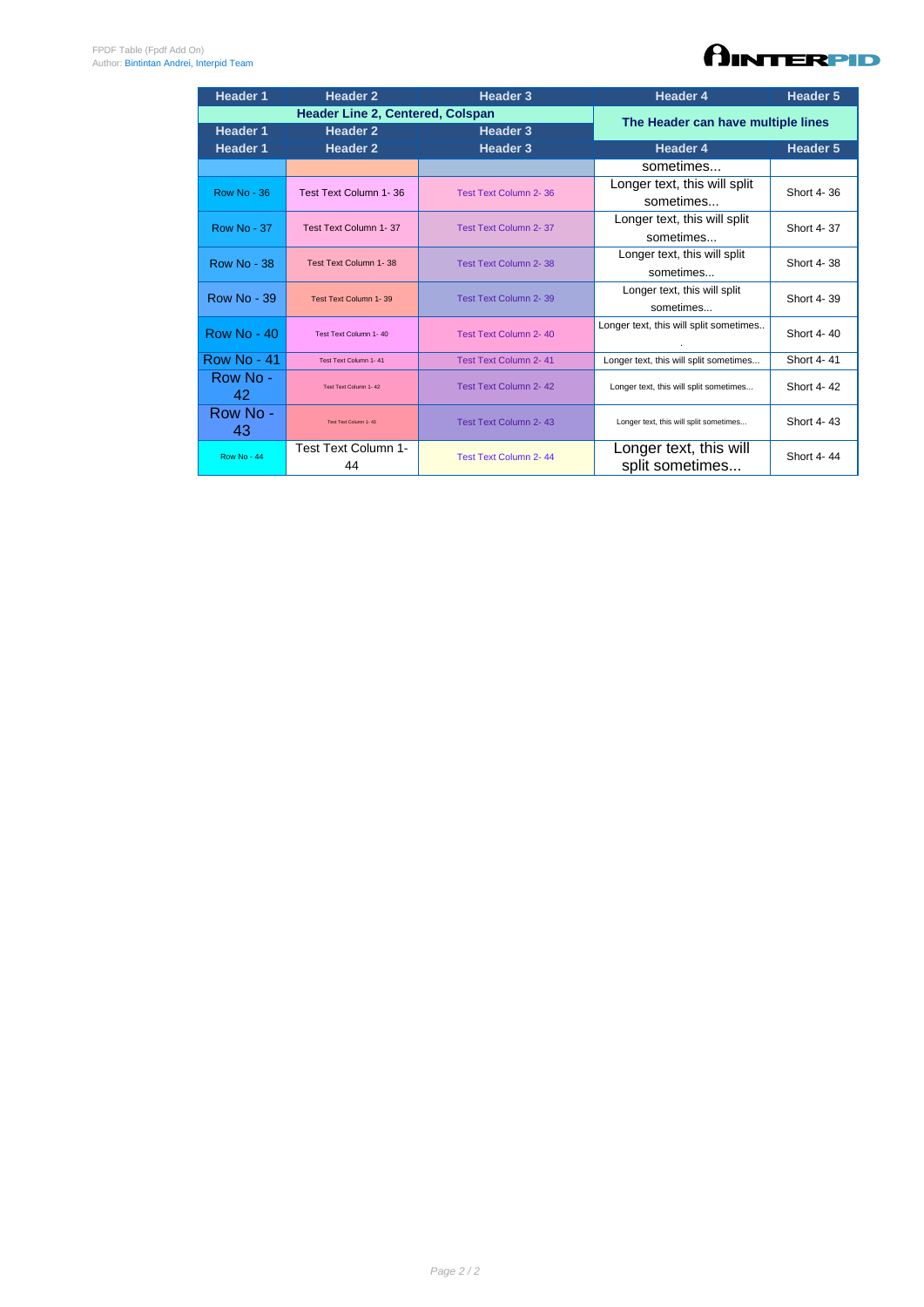| Header 1 | Header 2 | Header 3 | Header 4 | Header 5 |
|---|---|---|---|---|
| Header Line 2, Centered, Colspan | | | The Header can have multiple lines | |
| Header 1 | Header 2 | Header 3 | | |
| Header 1 | Header 2 | Header 3 | Header 4 | Header 5 |
| | | | sometimes... | |
| Row No - 36 | Test Text Column 1- 36 | Test Text Column 2- 36 | Longer text, this will split sometimes... | Short 4- 36 |
| Row No - 37 | Test Text Column 1- 37 | Test Text Column 2- 37 | Longer text, this will split sometimes... | Short 4- 37 |
| Row No - 38 | Test Text Column 1- 38 | Test Text Column 2- 38 | Longer text, this will split sometimes... | Short 4- 38 |
| Row No - 39 | Test Text Column 1- 39 | Test Text Column 2- 39 | Longer text, this will split sometimes... | Short 4- 39 |
| Row No - 40 | Test Text Column 1- 40 | Test Text Column 2- 40 | Longer text, this will split sometimes... | Short 4- 40 |
| Row No - 41 | Test Text Column 1- 41 | Test Text Column 2- 41 | Longer text, this will split sometimes... | Short 4- 41 |
| Row No - 42 | Test Text Column 1- 42 | Test Text Column 2- 42 | Longer text, this will split sometimes... | Short 4- 42 |
| Row No - 43 | Test Text Column 1- 43 | Test Text Column 2- 43 | Longer text, this will split sometimes... | Short 4- 43 |
| Row No - 44 | Test Text Column 1- 44 | Test Text Column 2- 44 | Longer text, this will split sometimes... | Short 4- 44 |